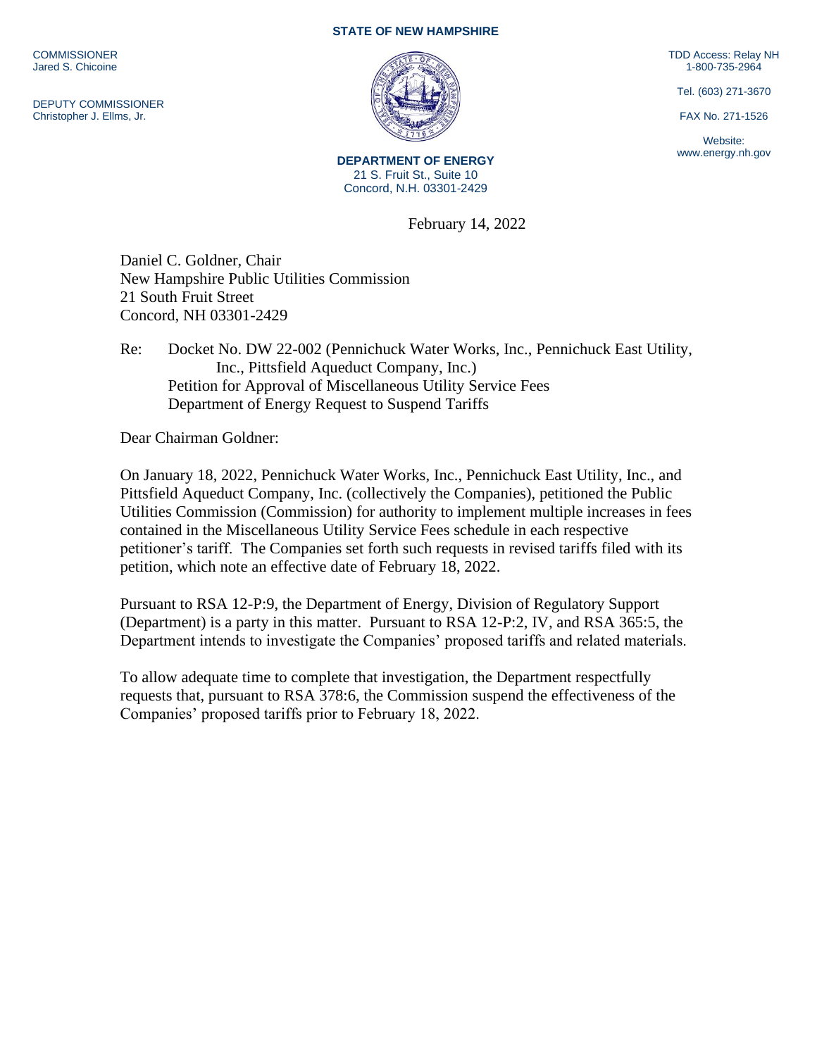**STATE OF NEW HAMPSHIRE**

COMMISSIONER
Jared S. Chicoine

DEPUTY COMMISSIONER
Christopher J. Ellms, Jr.

TDD Access: Relay NH
1-800-735-2964

Tel. (603) 271-3670

FAX No. 271-1526

Website:
www.energy.nh.gov

**DEPARTMENT OF ENERGY**
21 S. Fruit St., Suite 10
Concord, N.H. 03301-2429

February 14, 2022

Daniel C. Goldner, Chair
New Hampshire Public Utilities Commission
21 South Fruit Street
Concord, NH 03301-2429

Re: Docket No. DW 22-002 (Pennichuck Water Works, Inc., Pennichuck East Utility, Inc., Pittsfield Aqueduct Company, Inc.)
Petition for Approval of Miscellaneous Utility Service Fees
Department of Energy Request to Suspend Tariffs

Dear Chairman Goldner:

On January 18, 2022, Pennichuck Water Works, Inc., Pennichuck East Utility, Inc., and Pittsfield Aqueduct Company, Inc. (collectively the Companies), petitioned the Public Utilities Commission (Commission) for authority to implement multiple increases in fees contained in the Miscellaneous Utility Service Fees schedule in each respective petitioner's tariff. The Companies set forth such requests in revised tariffs filed with its petition, which note an effective date of February 18, 2022.

Pursuant to RSA 12-P:9, the Department of Energy, Division of Regulatory Support (Department) is a party in this matter. Pursuant to RSA 12-P:2, IV, and RSA 365:5, the Department intends to investigate the Companies' proposed tariffs and related materials.

To allow adequate time to complete that investigation, the Department respectfully requests that, pursuant to RSA 378:6, the Commission suspend the effectiveness of the Companies' proposed tariffs prior to February 18, 2022.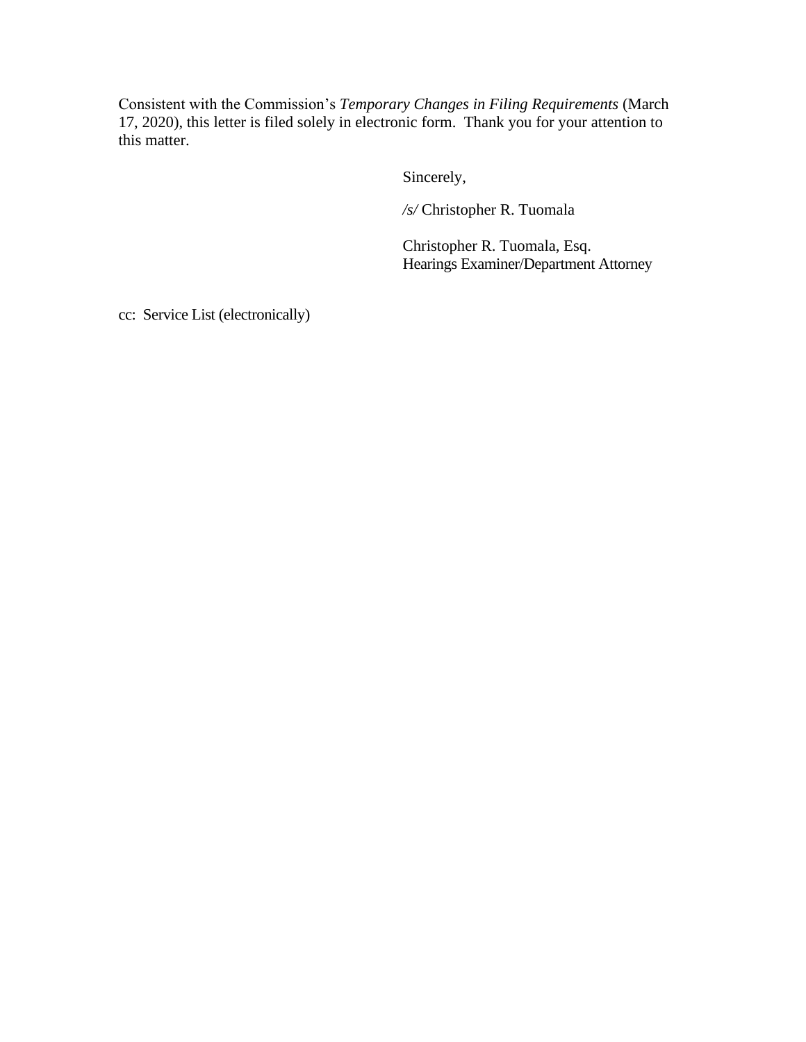Consistent with the Commission's *Temporary Changes in Filing Requirements* (March 17, 2020), this letter is filed solely in electronic form. Thank you for your attention to this matter.

Sincerely,

*/s/* Christopher R. Tuomala

Christopher R. Tuomala, Esq.
Hearings Examiner/Department Attorney

cc: Service List (electronically)